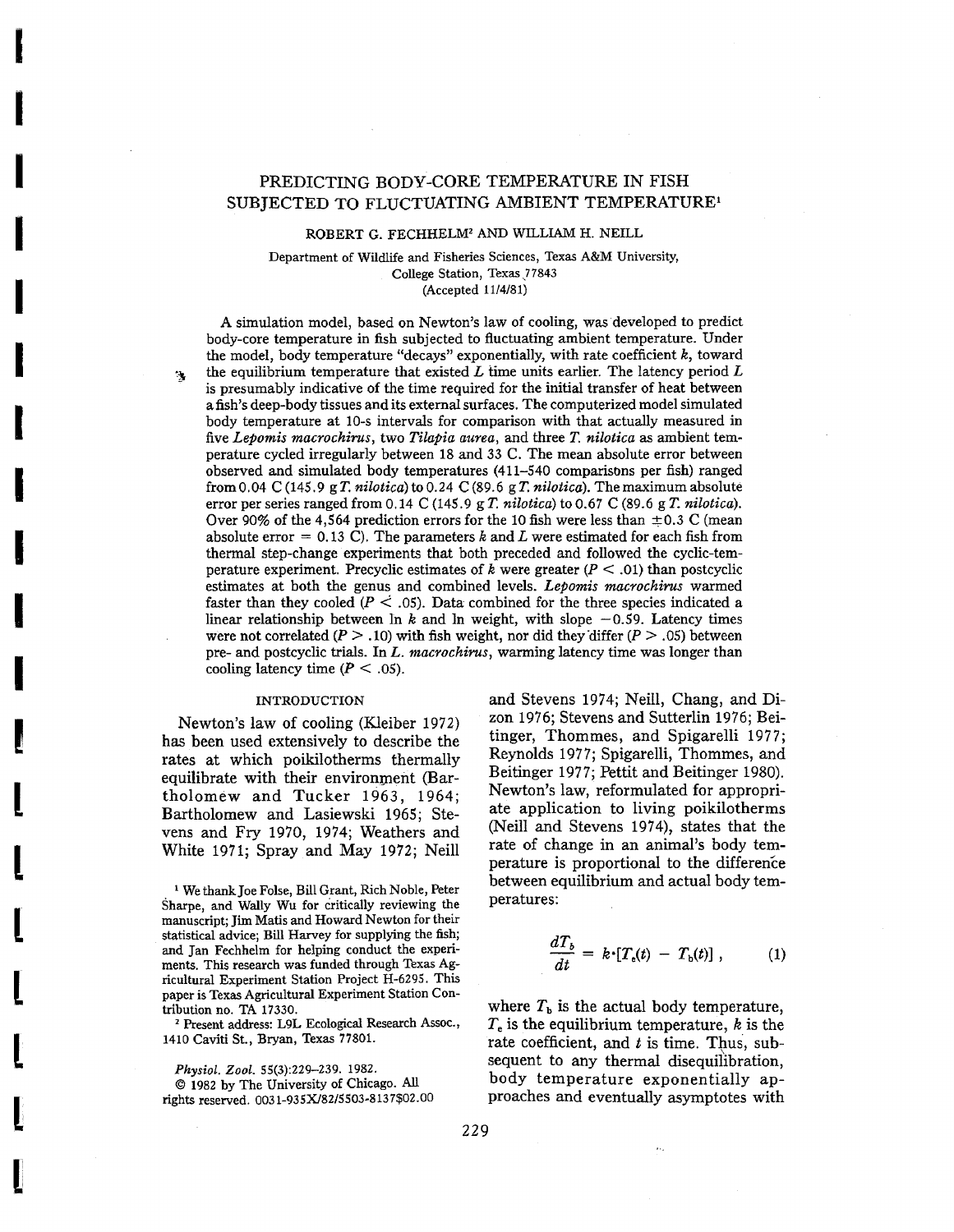# PREDICTING BODY-CORE TEMPERATURE IN FISH SUBJECTED TO FLUCTUATING AMBIENT TEMPERATURE[1]

ROBERT G. FECHHELM[2] AND WILLIAM H. NEILL

Department of Wildlife and Fisheries Sciences, Texas A&M University, College Station, Texas 77843
(Accepted 11/4/81)

A simulation model, based on Newton's law of cooling, was developed to predict body-core temperature in fish subjected to fluctuating ambient temperature. Under the model, body temperature "decays" exponentially, with rate coefficient $k$, toward the equilibrium temperature that existed $L$ time units earlier. The latency period $L$ is presumably indicative of the time required for the initial transfer of heat between a fish's deep-body tissues and its external surfaces. The computerized model simulated body temperature at 10-s intervals for comparison with that actually measured in five *Lepomis macrochirus*, two *Tilapia aurea*, and three *T. nilotica* as ambient temperature cycled irregularly between 18 and 33 C. The mean absolute error between observed and simulated body temperatures (411–540 comparisons per fish) ranged from 0.04 C (145.9 g *T. nilotica*) to 0.24 C (89.6 g *T. nilotica*). The maximum absolute error per series ranged from 0.14 C (145.9 g *T. nilotica*) to 0.67 C (89.6 g *T. nilotica*). Over 90% of the 4,564 prediction errors for the 10 fish were less than ±0.3 C (mean absolute error = 0.13 C). The parameters $k$ and $L$ were estimated for each fish from thermal step-change experiments that both preceded and followed the cyclic-temperature experiment. Precyclic estimates of $k$ were greater ($P < .01$) than postcyclic estimates at both the genus and combined levels. *Lepomis macrochirus* warmed faster than they cooled ($P < .05$). Data combined for the three species indicated a linear relationship between ln $k$ and ln weight, with slope −0.59. Latency times were not correlated ($P > .10$) with fish weight, nor did they differ ($P > .05$) between pre- and postcyclic trials. In *L. macrochirus*, warming latency time was longer than cooling latency time ($P < .05$).

## INTRODUCTION

Newton's law of cooling (Kleiber 1972) has been used extensively to describe the rates at which poikilotherms thermally equilibrate with their environment (Bartholomew and Tucker 1963, 1964; Bartholomew and Lasiewski 1965; Stevens and Fry 1970, 1974; Weathers and White 1971; Spray and May 1972; Neill and Stevens 1974; Neill, Chang, and Dizon 1976; Stevens and Sutterlin 1976; Beitinger, Thommes, and Spigarelli 1977; Reynolds 1977; Spigarelli, Thommes, and Beitinger 1977; Pettit and Beitinger 1980). Newton's law, reformulated for appropriate application to living poikilotherms (Neill and Stevens 1974), states that the rate of change in an animal's body temperature is proportional to the difference between equilibrium and actual body temperatures:

$$\frac{dT_b}{dt} = k \cdot [T_e(t) - T_b(t)] , \qquad (1)$$

where $T_b$ is the actual body temperature, $T_e$ is the equilibrium temperature, $k$ is the rate coefficient, and $t$ is time. Thus, subsequent to any thermal disequilibration, body temperature exponentially approaches and eventually asymptotes with

---

[1] We thank Joe Folse, Bill Grant, Rich Noble, Peter Sharpe, and Wally Wu for critically reviewing the manuscript; Jim Matis and Howard Newton for their statistical advice; Bill Harvey for supplying the fish; and Jan Fechhelm for helping conduct the experiments. This research was funded through Texas Agricultural Experiment Station Project H-6295. This paper is Texas Agricultural Experiment Station Contribution no. TA 17330.

[2] Present address: L9L Ecological Research Assoc., 1410 Caviti St., Bryan, Texas 77801.

*Physiol. Zool.* 55(3):229–239. 1982.
© 1982 by The University of Chicago. All rights reserved. 0031-935X/82/5503-8137$02.00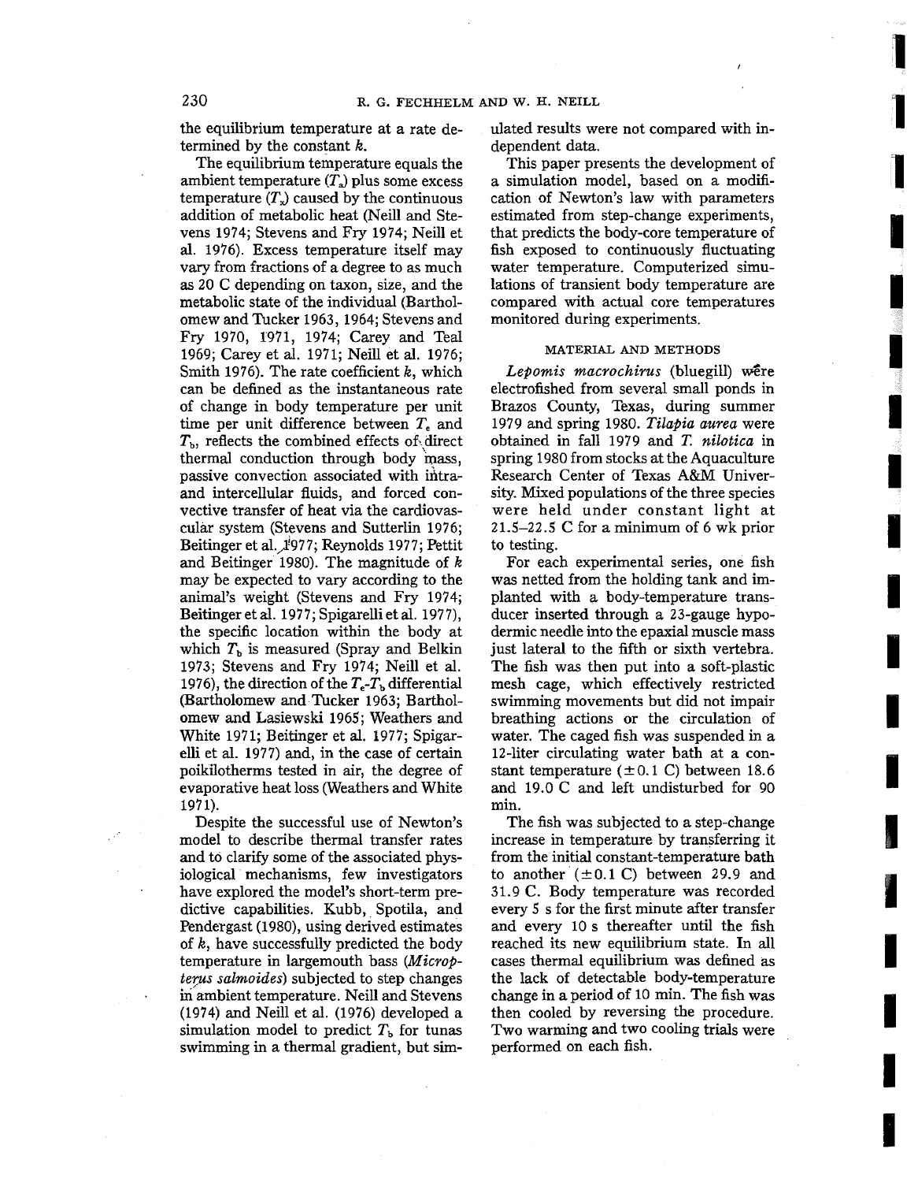the equilibrium temperature at a rate determined by the constant $k$.

The equilibrium temperature equals the ambient temperature ($T_a$) plus some excess temperature ($T_x$) caused by the continuous addition of metabolic heat (Neill and Stevens 1974; Stevens and Fry 1974; Neill et al. 1976). Excess temperature itself may vary from fractions of a degree to as much as 20 C depending on taxon, size, and the metabolic state of the individual (Bartholomew and Tucker 1963, 1964; Stevens and Fry 1970, 1971, 1974; Carey and Teal 1969; Carey et al. 1971; Neill et al. 1976; Smith 1976). The rate coefficient $k$, which can be defined as the instantaneous rate of change in body temperature per unit time per unit difference between $T_e$ and $T_b$, reflects the combined effects of direct thermal conduction through body mass, passive convection associated with intra- and intercellular fluids, and forced convective transfer of heat via the cardiovascular system (Stevens and Sutterlin 1976; Beitinger et al. 1977; Reynolds 1977; Pettit and Beitinger 1980). The magnitude of $k$ may be expected to vary according to the animal's weight (Stevens and Fry 1974; Beitinger et al. 1977; Spigarelli et al. 1977), the specific location within the body at which $T_b$ is measured (Spray and Belkin 1973; Stevens and Fry 1974; Neill et al. 1976), the direction of the $T_e$-$T_b$ differential (Bartholomew and Tucker 1963; Bartholomew and Lasiewski 1965; Weathers and White 1971; Beitinger et al. 1977; Spigarelli et al. 1977) and, in the case of certain poikilotherms tested in air, the degree of evaporative heat loss (Weathers and White 1971).

Despite the successful use of Newton's model to describe thermal transfer rates and to clarify some of the associated physiological mechanisms, few investigators have explored the model's short-term predictive capabilities. Kubb, Spotila, and Pendergast (1980), using derived estimates of $k$, have successfully predicted the body temperature in largemouth bass (*Micropterus salmoides*) subjected to step changes in ambient temperature. Neill and Stevens (1974) and Neill et al. (1976) developed a simulation model to predict $T_b$ for tunas swimming in a thermal gradient, but simulated results were not compared with independent data.

This paper presents the development of a simulation model, based on a modification of Newton's law with parameters estimated from step-change experiments, that predicts the body-core temperature of fish exposed to continuously fluctuating water temperature. Computerized simulations of transient body temperature are compared with actual core temperatures monitored during experiments.

## MATERIAL AND METHODS

*Lepomis macrochirus* (bluegill) were electrofished from several small ponds in Brazos County, Texas, during summer 1979 and spring 1980. *Tilapia aurea* were obtained in fall 1979 and *T. nilotica* in spring 1980 from stocks at the Aquaculture Research Center of Texas A&M University. Mixed populations of the three species were held under constant light at 21.5–22.5 C for a minimum of 6 wk prior to testing.

For each experimental series, one fish was netted from the holding tank and implanted with a body-temperature transducer inserted through a 23-gauge hypodermic needle into the epaxial muscle mass just lateral to the fifth or sixth vertebra. The fish was then put into a soft-plastic mesh cage, which effectively restricted swimming movements but did not impair breathing actions or the circulation of water. The caged fish was suspended in a 12-liter circulating water bath at a constant temperature (±0.1 C) between 18.6 and 19.0 C and left undisturbed for 90 min.

The fish was subjected to a step-change increase in temperature by transferring it from the initial constant-temperature bath to another (±0.1 C) between 29.9 and 31.9 C. Body temperature was recorded every 5 s for the first minute after transfer and every 10 s thereafter until the fish reached its new equilibrium state. In all cases thermal equilibrium was defined as the lack of detectable body-temperature change in a period of 10 min. The fish was then cooled by reversing the procedure. Two warming and two cooling trials were performed on each fish.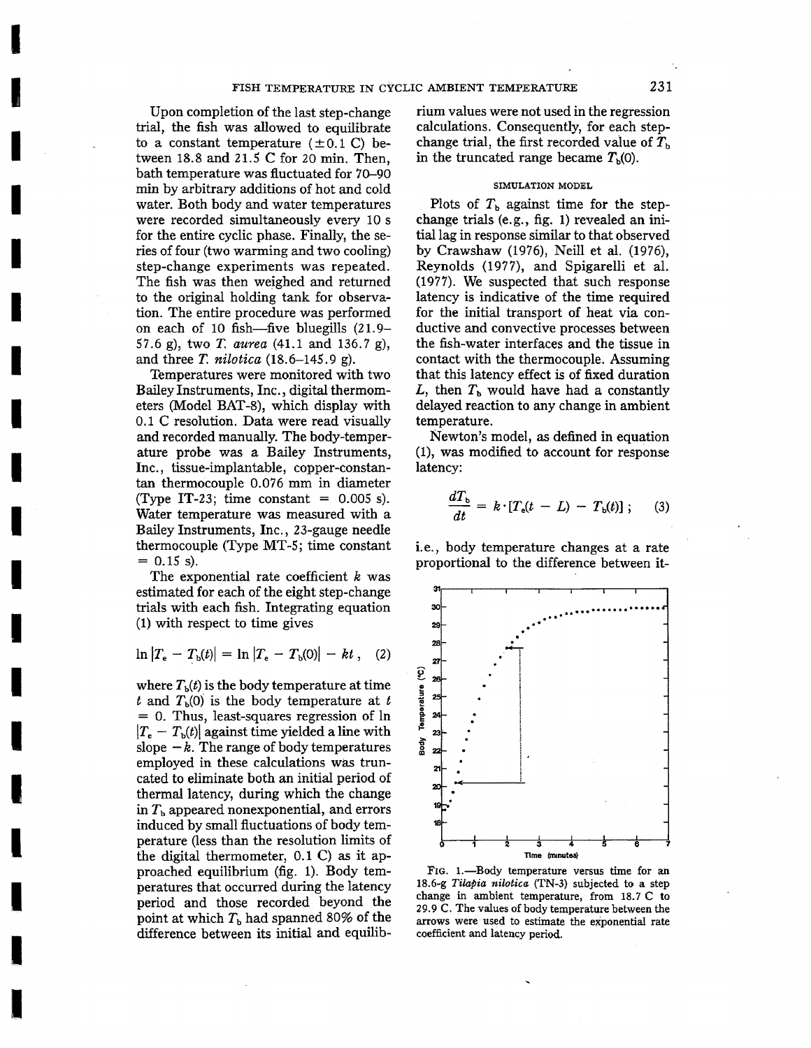Upon completion of the last step-change trial, the fish was allowed to equilibrate to a constant temperature (±0.1 C) between 18.8 and 21.5 C for 20 min. Then, bath temperature was fluctuated for 70–90 min by arbitrary additions of hot and cold water. Both body and water temperatures were recorded simultaneously every 10 s for the entire cyclic phase. Finally, the series of four (two warming and two cooling) step-change experiments was repeated. The fish was then weighed and returned to the original holding tank for observation. The entire procedure was performed on each of 10 fish—five bluegills (21.9–57.6 g), two *T. aurea* (41.1 and 136.7 g), and three *T. nilotica* (18.6–145.9 g).

Temperatures were monitored with two Bailey Instruments, Inc., digital thermometers (Model BAT-8), which display with 0.1 C resolution. Data were read visually and recorded manually. The body-temperature probe was a Bailey Instruments, Inc., tissue-implantable, copper-constantan thermocouple 0.076 mm in diameter (Type IT-23; time constant = 0.005 s). Water temperature was measured with a Bailey Instruments, Inc., 23-gauge needle thermocouple (Type MT-5; time constant = 0.15 s).

The exponential rate coefficient $k$ was estimated for each of the eight step-change trials with each fish. Integrating equation (1) with respect to time gives

$$\ln |T_e - T_b(t)| = \ln |T_e - T_b(0)| - kt\,, \quad (2)$$

where $T_b(t)$ is the body temperature at time $t$ and $T_b(0)$ is the body temperature at $t = 0$. Thus, least-squares regression of $\ln |T_e - T_b(t)|$ against time yielded a line with slope $-k$. The range of body temperatures employed in these calculations was truncated to eliminate both an initial period of thermal latency, during which the change in $T_b$ appeared nonexponential, and errors induced by small fluctuations of body temperature (less than the resolution limits of the digital thermometer, 0.1 C) as it approached equilibrium (fig. 1). Body temperatures that occurred during the latency period and those recorded beyond the point at which $T_b$ had spanned 80% of the difference between its initial and equilibrium values were not used in the regression calculations. Consequently, for each step-change trial, the first recorded value of $T_b$ in the truncated range became $T_b(0)$.

## SIMULATION MODEL

Plots of $T_b$ against time for the step-change trials (e.g., fig. 1) revealed an initial lag in response similar to that observed by Crawshaw (1976), Neill et al. (1976), Reynolds (1977), and Spigarelli et al. (1977). We suspected that such response latency is indicative of the time required for the initial transport of heat via conductive and convective processes between the fish-water interfaces and the tissue in contact with the thermocouple. Assuming that this latency effect is of fixed duration $L$, then $T_b$ would have had a constantly delayed reaction to any change in ambient temperature.

Newton's model, as defined in equation (1), was modified to account for response latency:

$$\frac{dT_b}{dt} = k \cdot [T_e(t - L) - T_b(t)]\,; \quad (3)$$

i.e., body temperature changes at a rate proportional to the difference between it-

FIG. 1.—Body temperature versus time for an 18.6-g *Tilapia nilotica* (TN-3) subjected to a step change in ambient temperature, from 18.7 C to 29.9 C. The values of body temperature between the arrows were used to estimate the exponential rate coefficient and latency period.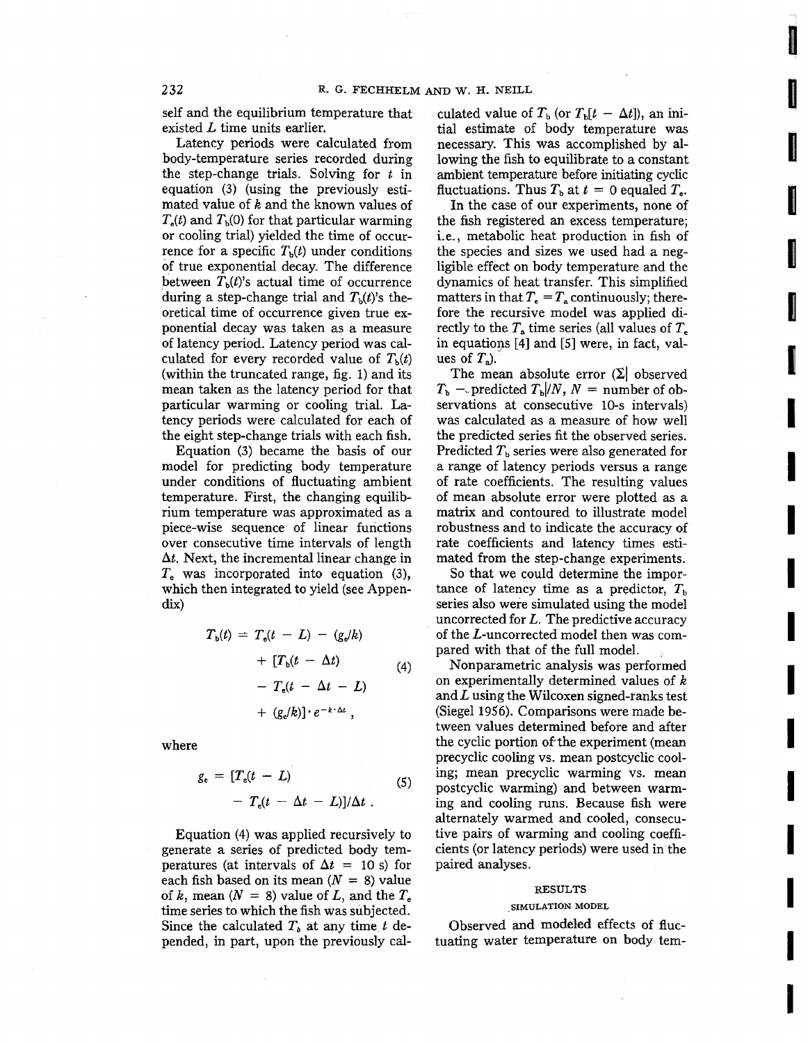self and the equilibrium temperature that existed $L$ time units earlier.

Latency periods were calculated from body-temperature series recorded during the step-change trials. Solving for $t$ in equation (3) (using the previously estimated value of $k$ and the known values of $T_e(t)$ and $T_b(0)$ for that particular warming or cooling trial) yielded the time of occurrence for a specific $T_b(t)$ under conditions of true exponential decay. The difference between $T_b(t)$'s actual time of occurrence during a step-change trial and $T_b(t)$'s theoretical time of occurrence given true exponential decay was taken as a measure of latency period. Latency period was calculated for every recorded value of $T_b(t)$ (within the truncated range, fig. 1) and its mean taken as the latency period for that particular warming or cooling trial. Latency periods were calculated for each of the eight step-change trials with each fish.

Equation (3) became the basis of our model for predicting body temperature under conditions of fluctuating ambient temperature. First, the changing equilibrium temperature was approximated as a piece-wise sequence of linear functions over consecutive time intervals of length $\Delta t$. Next, the incremental linear change in $T_e$ was incorporated into equation (3), which then integrated to yield (see Appendix)

$$T_b(t) = T_e(t - L) - (g_e/k) + [T_b(t - \Delta t) - T_e(t - \Delta t - L) + (g_e/k)] \cdot e^{-k \cdot \Delta t} , \tag{4}$$

where

$$g_e = [T_e(t - L) - T_e(t - \Delta t - L)]/\Delta t . \tag{5}$$

Equation (4) was applied recursively to generate a series of predicted body temperatures (at intervals of $\Delta t$ = 10 s) for each fish based on its mean ($N$ = 8) value of $k$, mean ($N$ = 8) value of $L$, and the $T_e$ time series to which the fish was subjected. Since the calculated $T_b$ at any time $t$ depended, in part, upon the previously calculated value of $T_b$ (or $T_b[t - \Delta t]$), an initial estimate of body temperature was necessary. This was accomplished by allowing the fish to equilibrate to a constant ambient temperature before initiating cyclic fluctuations. Thus $T_b$ at $t$ = 0 equaled $T_e$.

In the case of our experiments, none of the fish registered an excess temperature; i.e., metabolic heat production in fish of the species and sizes we used had a negligible effect on body temperature and the dynamics of heat transfer. This simplified matters in that $T_e = T_a$ continuously; therefore the recursive model was applied directly to the $T_a$ time series (all values of $T_e$ in equations [4] and [5] were, in fact, values of $T_a$).

The mean absolute error ($\Sigma|$ observed $T_b$ − predicted $T_b|/N$, $N$ = number of observations at consecutive 10-s intervals) was calculated as a measure of how well the predicted series fit the observed series. Predicted $T_b$ series were also generated for a range of latency periods versus a range of rate coefficients. The resulting values of mean absolute error were plotted as a matrix and contoured to illustrate model robustness and to indicate the accuracy of rate coefficients and latency times estimated from the step-change experiments.

So that we could determine the importance of latency time as a predictor, $T_b$ series also were simulated using the model uncorrected for $L$. The predictive accuracy of the $L$-uncorrected model then was compared with that of the full model.

Nonparametric analysis was performed on experimentally determined values of $k$ and $L$ using the Wilcoxen signed-ranks test (Siegel 1956). Comparisons were made between values determined before and after the cyclic portion of the experiment (mean precyclic cooling vs. mean postcyclic cooling; mean precyclic warming vs. mean postcyclic warming) and between warming and cooling runs. Because fish were alternately warmed and cooled, consecutive pairs of warming and cooling coefficients (or latency periods) were used in the paired analyses.

## RESULTS

### SIMULATION MODEL

Observed and modeled effects of fluctuating water temperature on body tem-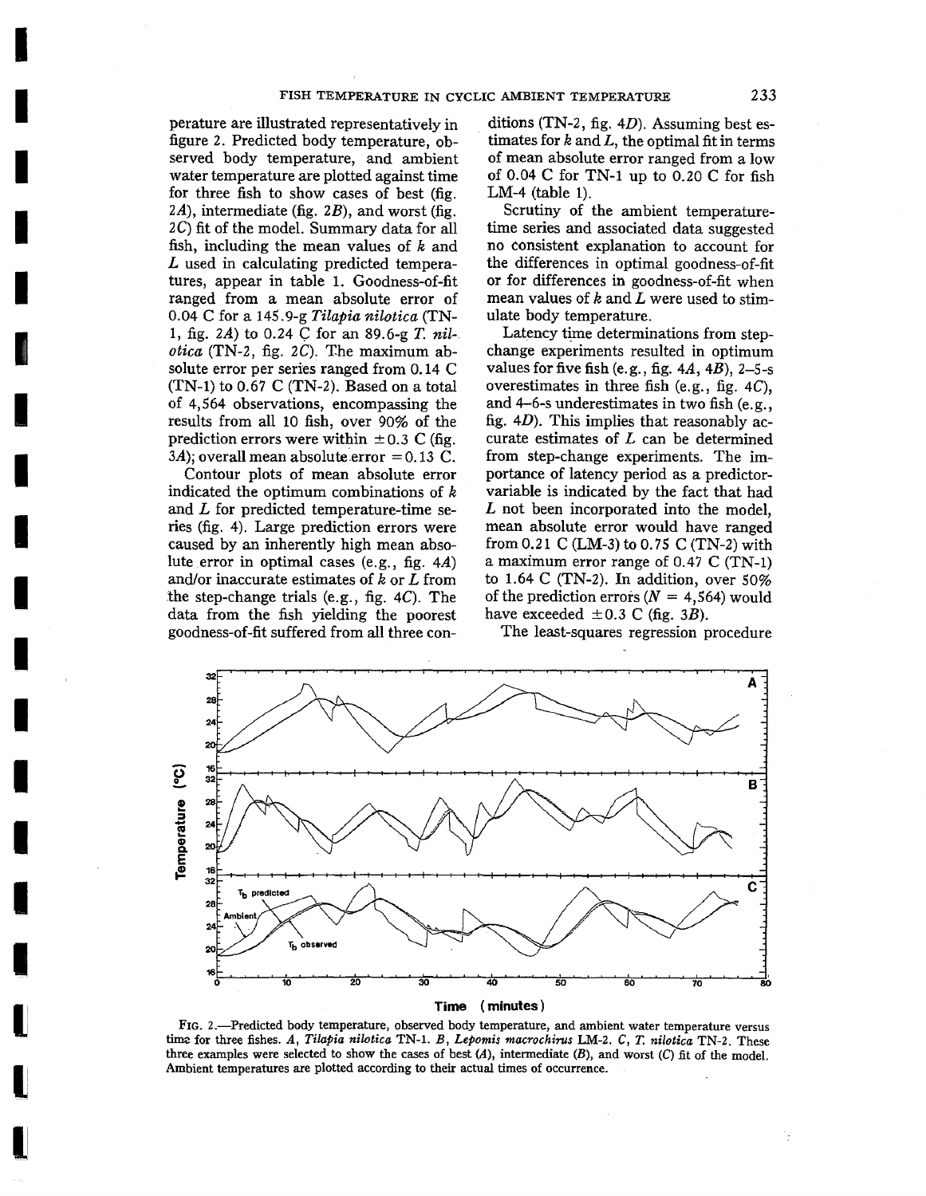perature are illustrated representatively in figure 2. Predicted body temperature, observed body temperature, and ambient water temperature are plotted against time for three fish to show cases of best (fig. 2*A*), intermediate (fig. 2*B*), and worst (fig. 2*C*) fit of the model. Summary data for all fish, including the mean values of *k* and *L* used in calculating predicted temperatures, appear in table 1. Goodness-of-fit ranged from a mean absolute error of 0.04 C for a 145.9-g *Tilapia nilotica* (TN-1, fig. 2*A*) to 0.24 C for an 89.6-g *T. nilotica* (TN-2, fig. 2*C*). The maximum absolute error per series ranged from 0.14 C (TN-1) to 0.67 C (TN-2). Based on a total of 4,564 observations, encompassing the results from all 10 fish, over 90% of the prediction errors were within ±0.3 C (fig. 3*A*); overall mean absolute error = 0.13 C.

Contour plots of mean absolute error indicated the optimum combinations of *k* and *L* for predicted temperature-time series (fig. 4). Large prediction errors were caused by an inherently high mean absolute error in optimal cases (e.g., fig. 4*A*) and/or inaccurate estimates of *k* or *L* from the step-change trials (e.g., fig. 4*C*). The data from the fish yielding the poorest goodness-of-fit suffered from all three conditions (TN-2, fig. 4*D*). Assuming best estimates for *k* and *L*, the optimal fit in terms of mean absolute error ranged from a low of 0.04 C for TN-1 up to 0.20 C for fish LM-4 (table 1).

Scrutiny of the ambient temperature-time series and associated data suggested no consistent explanation to account for the differences in optimal goodness-of-fit or for differences in goodness-of-fit when mean values of *k* and *L* were used to stimulate body temperature.

Latency time determinations from step-change experiments resulted in optimum values for five fish (e.g., fig. 4*A*, 4*B*), 2–5-s overestimates in three fish (e.g., fig. 4*C*), and 4–6-s underestimates in two fish (e.g., fig. 4*D*). This implies that reasonably accurate estimates of *L* can be determined from step-change experiments. The importance of latency period as a predictor-variable is indicated by the fact that had *L* not been incorporated into the model, mean absolute error would have ranged from 0.21 C (LM-3) to 0.75 C (TN-2) with a maximum error range of 0.47 C (TN-1) to 1.64 C (TN-2). In addition, over 50% of the prediction errors ($N$ = 4,564) would have exceeded ±0.3 C (fig. 3*B*).

The least-squares regression procedure

FIG. 2.—Predicted body temperature, observed body temperature, and ambient water temperature versus time for three fishes. *A*, *Tilapia nilotica* TN-1. *B*, *Lepomis macrochirus* LM-2. *C*, *T. nilotica* TN-2. These three examples were selected to show the cases of best (*A*), intermediate (*B*), and worst (*C*) fit of the model. Ambient temperatures are plotted according to their actual times of occurrence.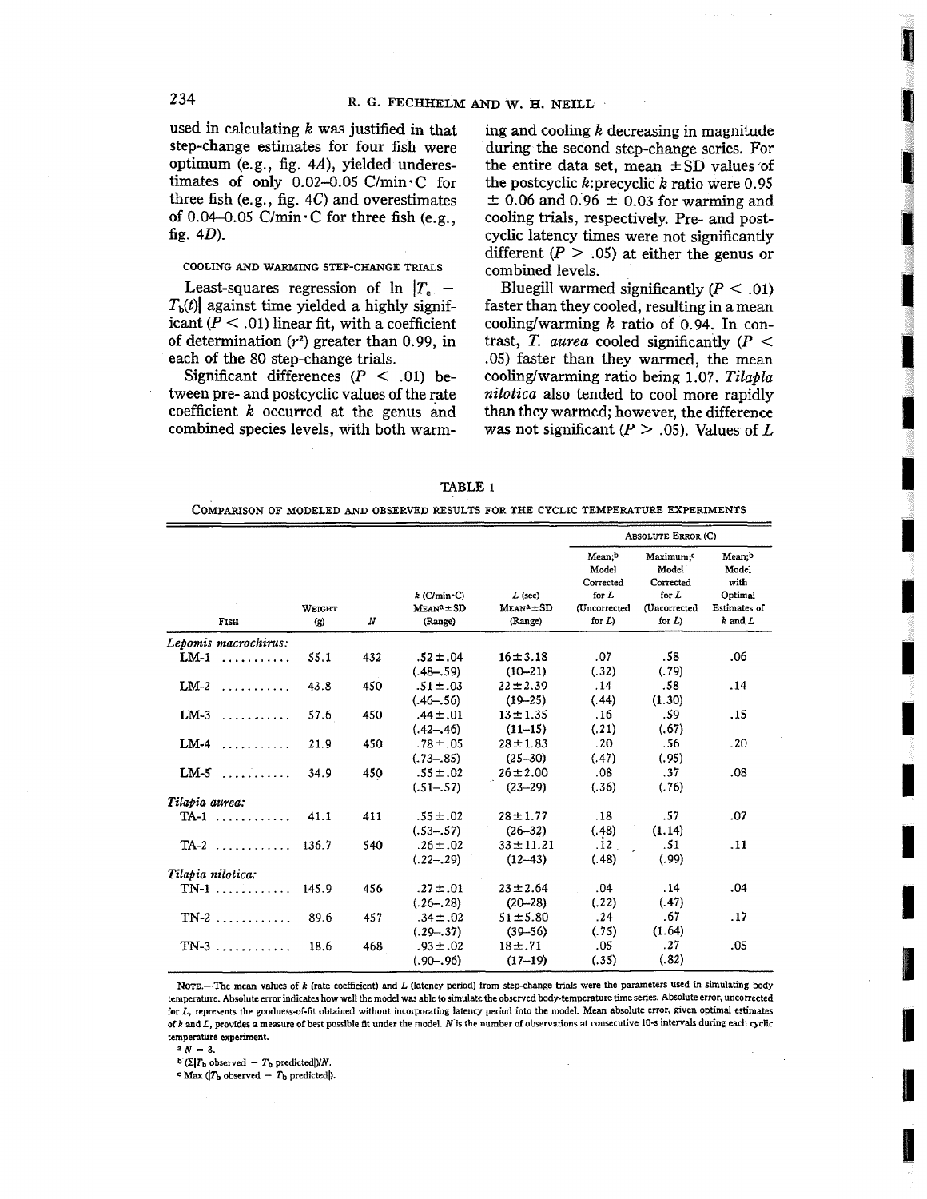used in calculating $k$ was justified in that step-change estimates for four fish were optimum (e.g., fig. 4*A*), yielded underestimates of only 0.02–0.05 C/min·C for three fish (e.g., fig. 4*C*) and overestimates of 0.04–0.05 C/min·C for three fish (e.g., fig. 4*D*).

### COOLING AND WARMING STEP-CHANGE TRIALS

Least-squares regression of $\ln |T_e - T_b(t)|$ against time yielded a highly significant ($P < .01$) linear fit, with a coefficient of determination ($r^2$) greater than 0.99, in each of the 80 step-change trials.

Significant differences ($P < .01$) between pre- and postcyclic values of the rate coefficient $k$ occurred at the genus and combined species levels, with both warming and cooling $k$ decreasing in magnitude during the second step-change series. For the entire data set, mean ± SD values of the postcyclic $k$:precyclic $k$ ratio were 0.95 ± 0.06 and 0.96 ± 0.03 for warming and cooling trials, respectively. Pre- and postcyclic latency times were not significantly different ($P > .05$) at either the genus or combined levels.

Bluegill warmed significantly ($P < .01$) faster than they cooled, resulting in a mean cooling/warming $k$ ratio of 0.94. In contrast, *T. aurea* cooled significantly ($P < .05$) faster than they warmed, the mean cooling/warming ratio being 1.07. *Tilapia nilotica* also tended to cool more rapidly than they warmed; however, the difference was not significant ($P > .05$). Values of $L$

TABLE 1

COMPARISON OF MODELED AND OBSERVED RESULTS FOR THE CYCLIC TEMPERATURE EXPERIMENTS

| Fish | Weight (g) | N | k (C/min·C) Mean[a] ± SD (Range) | L (sec) Mean[a] ± SD (Range) | Absolute Error (C): Mean;[b] Model Corrected for L (Uncorrected for L) | Absolute Error (C): Maximum;[c] Model Corrected for L (Uncorrected for L) | Absolute Error (C): Mean;[b] Model with Optimal Estimates of k and L |
|---|---|---|---|---|---|---|---|
| *Lepomis macrochirus:* | | | | | | | |
| LM-1 | 55.1 | 432 | .52 ± .04 (.48–.59) | 16 ± 3.18 (10–21) | .07 (.32) | .58 (.79) | .06 |
| LM-2 | 43.8 | 450 | .51 ± .03 (.46–.56) | 22 ± 2.39 (19–25) | .14 (.44) | .58 (1.30) | .14 |
| LM-3 | 57.6 | 450 | .44 ± .01 (.42–.46) | 13 ± 1.35 (11–15) | .16 (.21) | .59 (.67) | .15 |
| LM-4 | 21.9 | 450 | .78 ± .05 (.73–.85) | 28 ± 1.83 (25–30) | .20 (.47) | .56 (.95) | .20 |
| LM-5 | 34.9 | 450 | .55 ± .02 (.51–.57) | 26 ± 2.00 (23–29) | .08 (.36) | .37 (.76) | .08 |
| *Tilapia aurea:* | | | | | | | |
| TA-1 | 41.1 | 411 | .55 ± .02 (.53–.57) | 28 ± 1.77 (26–32) | .18 (.48) | .57 (1.14) | .07 |
| TA-2 | 136.7 | 540 | .26 ± .02 (.22–.29) | 33 ± 11.21 (12–43) | .12 (.48) | .51 (.99) | .11 |
| *Tilapia nilotica:* | | | | | | | |
| TN-1 | 145.9 | 456 | .27 ± .01 (.26–.28) | 23 ± 2.64 (20–28) | .04 (.22) | .14 (.47) | .04 |
| TN-2 | 89.6 | 457 | .34 ± .02 (.29–.37) | 51 ± 5.80 (39–56) | .24 (.75) | .67 (1.64) | .17 |
| TN-3 | 18.6 | 468 | .93 ± .02 (.90–.96) | 18 ± .71 (17–19) | .05 (.35) | .27 (.82) | .05 |

NOTE.—The mean values of $k$ (rate coefficient) and $L$ (latency period) from step-change trials were the parameters used in simulating body temperature. Absolute error indicates how well the model was able to simulate the observed body-temperature time series. Absolute error, uncorrected for $L$, represents the goodness-of-fit obtained without incorporating latency period into the model. Mean absolute error, given optimal estimates of $k$ and $L$, provides a measure of best possible fit under the model. $N$ is the number of observations at consecutive 10-s intervals during each cyclic temperature experiment.

[a] $N = 8$.

[b] $(\Sigma|T_b \text{ observed} - T_b \text{ predicted}|)/N$.

[c] $\text{Max}(|T_b \text{ observed} - T_b \text{ predicted}|)$.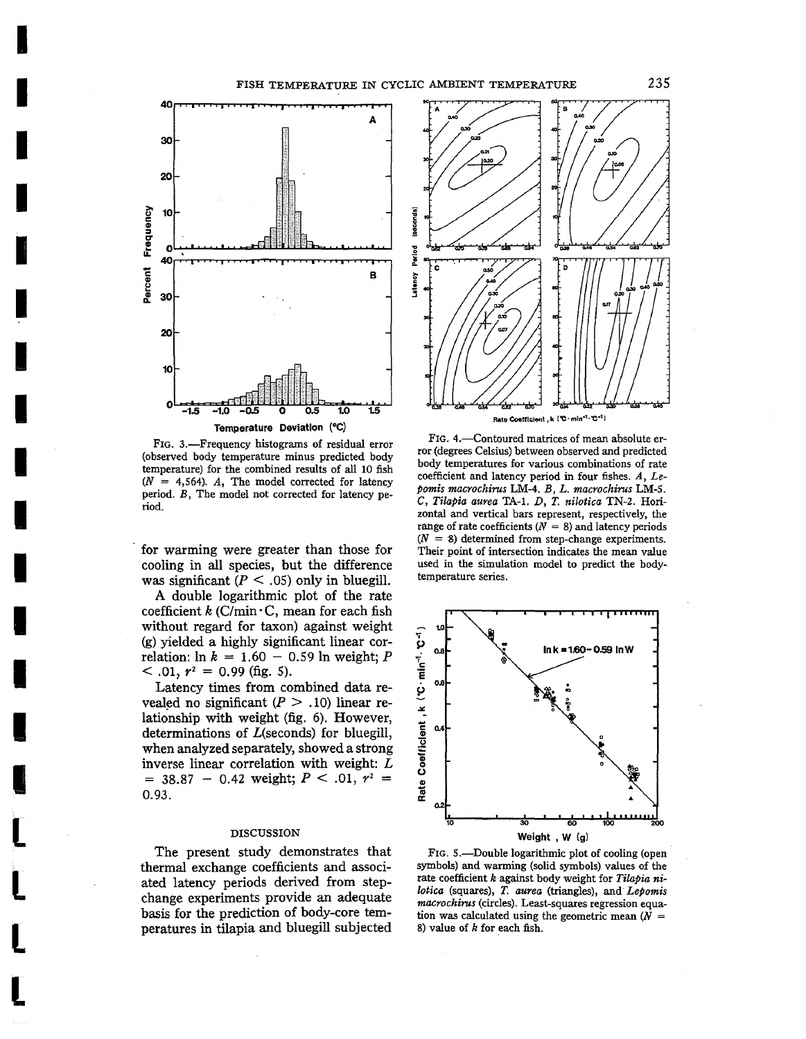FIG. 3.—Frequency histograms of residual error (observed body temperature minus predicted body temperature) for the combined results of all 10 fish ($N$ = 4,564). *A*, The model corrected for latency period. *B*, The model not corrected for latency period.

FIG. 4.—Contoured matrices of mean absolute error (degrees Celsius) between observed and predicted body temperatures for various combinations of rate coefficient and latency period in four fishes. *A*, *Lepomis macrochirus* LM-4. *B*, *L. macrochirus* LM-5. *C*, *Tilapia aurea* TA-1. *D*, *T. nilotica* TN-2. Horizontal and vertical bars represent, respectively, the range of rate coefficients ($N$ = 8) and latency periods ($N$ = 8) determined from step-change experiments. Their point of intersection indicates the mean value used in the simulation model to predict the body-temperature series.

for warming were greater than those for cooling in all species, but the difference was significant ($P < .05$) only in bluegill.

A double logarithmic plot of the rate coefficient $k$ (C/min · C, mean for each fish without regard for taxon) against weight (g) yielded a highly significant linear correlation: $\ln k = 1.60 - 0.59 \ln \text{weight}$; $P < .01$, $r^2 = 0.99$ (fig. 5).

Latency times from combined data revealed no significant ($P > .10$) linear relationship with weight (fig. 6). However, determinations of $L$(seconds) for bluegill, when analyzed separately, showed a strong inverse linear correlation with weight: $L = 38.87 - 0.42$ weight; $P < .01$, $r^2 = 0.93$.

## DISCUSSION

The present study demonstrates that thermal exchange coefficients and associated latency periods derived from step-change experiments provide an adequate basis for the prediction of body-core temperatures in tilapia and bluegill subjected

FIG. 5.—Double logarithmic plot of cooling (open symbols) and warming (solid symbols) values of the rate coefficient $k$ against body weight for *Tilapia nilotica* (squares), *T. aurea* (triangles), and *Lepomis macrochirus* (circles). Least-squares regression equation was calculated using the geometric mean ($N$ = 8) value of $k$ for each fish.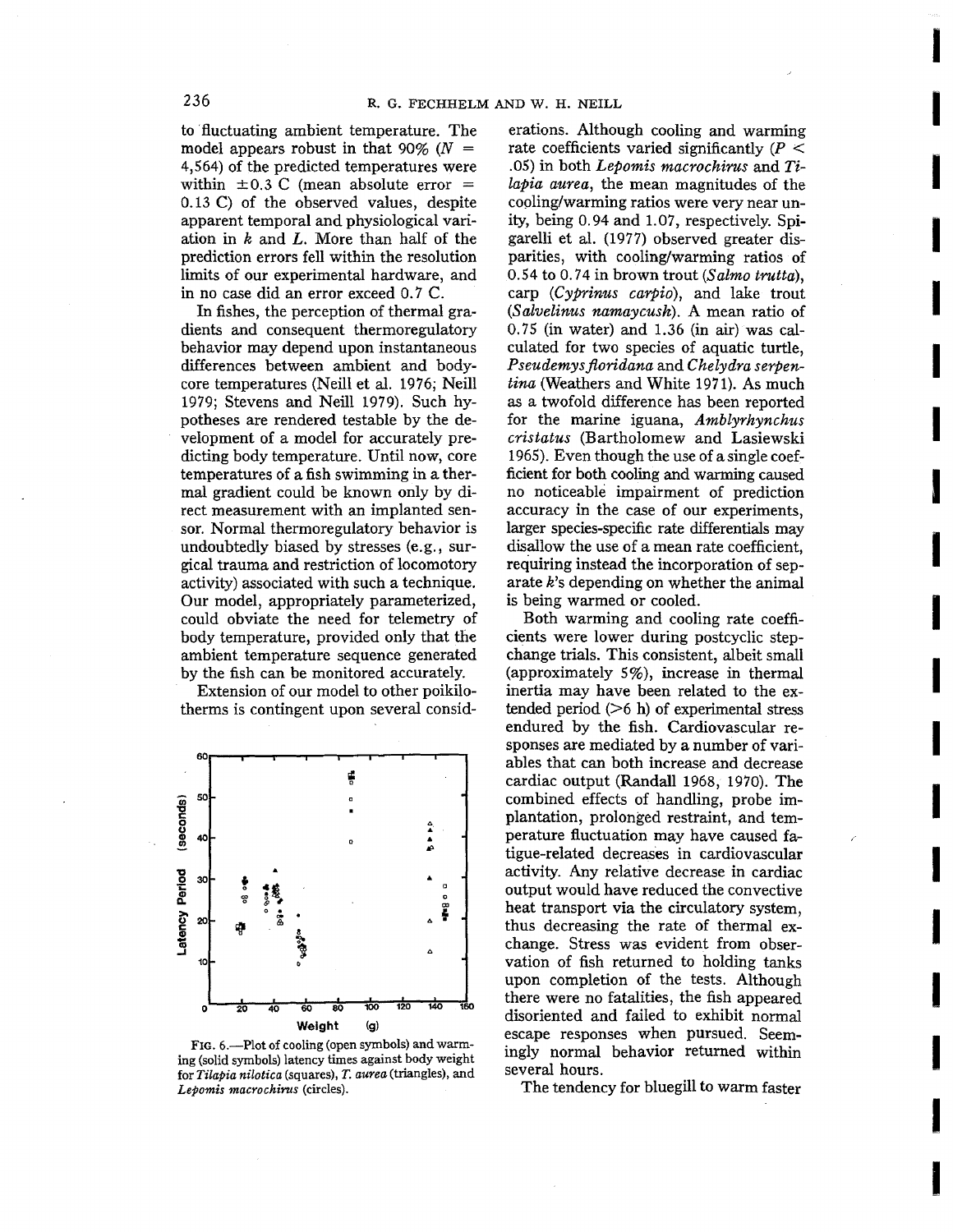to fluctuating ambient temperature. The model appears robust in that 90% ($N$ = 4,564) of the predicted temperatures were within ±0.3 C (mean absolute error = 0.13 C) of the observed values, despite apparent temporal and physiological variation in $k$ and $L$. More than half of the prediction errors fell within the resolution limits of our experimental hardware, and in no case did an error exceed 0.7 C.

In fishes, the perception of thermal gradients and consequent thermoregulatory behavior may depend upon instantaneous differences between ambient and body-core temperatures (Neill et al. 1976; Neill 1979; Stevens and Neill 1979). Such hypotheses are rendered testable by the development of a model for accurately predicting body temperature. Until now, core temperatures of a fish swimming in a thermal gradient could be known only by direct measurement with an implanted sensor. Normal thermoregulatory behavior is undoubtedly biased by stresses (e.g., surgical trauma and restriction of locomotory activity) associated with such a technique. Our model, appropriately parameterized, could obviate the need for telemetry of body temperature, provided only that the ambient temperature sequence generated by the fish can be monitored accurately.

Extension of our model to other poikilotherms is contingent upon several considerations. Although cooling and warming rate coefficients varied significantly ($P < .05$) in both *Lepomis macrochirus* and *Tilapia aurea*, the mean magnitudes of the cooling/warming ratios were very near unity, being 0.94 and 1.07, respectively. Spigarelli et al. (1977) observed greater disparities, with cooling/warming ratios of 0.54 to 0.74 in brown trout (*Salmo trutta*), carp (*Cyprinus carpio*), and lake trout (*Salvelinus namaycush*). A mean ratio of 0.75 (in water) and 1.36 (in air) was calculated for two species of aquatic turtle, *Pseudemys floridana* and *Chelydra serpentina* (Weathers and White 1971). As much as a twofold difference has been reported for the marine iguana, *Amblyrhynchus cristatus* (Bartholomew and Lasiewski 1965). Even though the use of a single coefficient for both cooling and warming caused no noticeable impairment of prediction accuracy in the case of our experiments, larger species-specific rate differentials may disallow the use of a mean rate coefficient, requiring instead the incorporation of separate $k$'s depending on whether the animal is being warmed or cooled.

FIG. 6.—Plot of cooling (open symbols) and warming (solid symbols) latency times against body weight for *Tilapia nilotica* (squares), *T. aurea* (triangles), and *Lepomis macrochirus* (circles).

Both warming and cooling rate coefficients were lower during postcyclic step-change trials. This consistent, albeit small (approximately 5%), increase in thermal inertia may have been related to the extended period (>6 h) of experimental stress endured by the fish. Cardiovascular responses are mediated by a number of variables that can both increase and decrease cardiac output (Randall 1968, 1970). The combined effects of handling, probe implantation, prolonged restraint, and temperature fluctuation may have caused fatigue-related decreases in cardiovascular activity. Any relative decrease in cardiac output would have reduced the convective heat transport via the circulatory system, thus decreasing the rate of thermal exchange. Stress was evident from observation of fish returned to holding tanks upon completion of the tests. Although there were no fatalities, the fish appeared disoriented and failed to exhibit normal escape responses when pursued. Seemingly normal behavior returned within several hours.

The tendency for bluegill to warm faster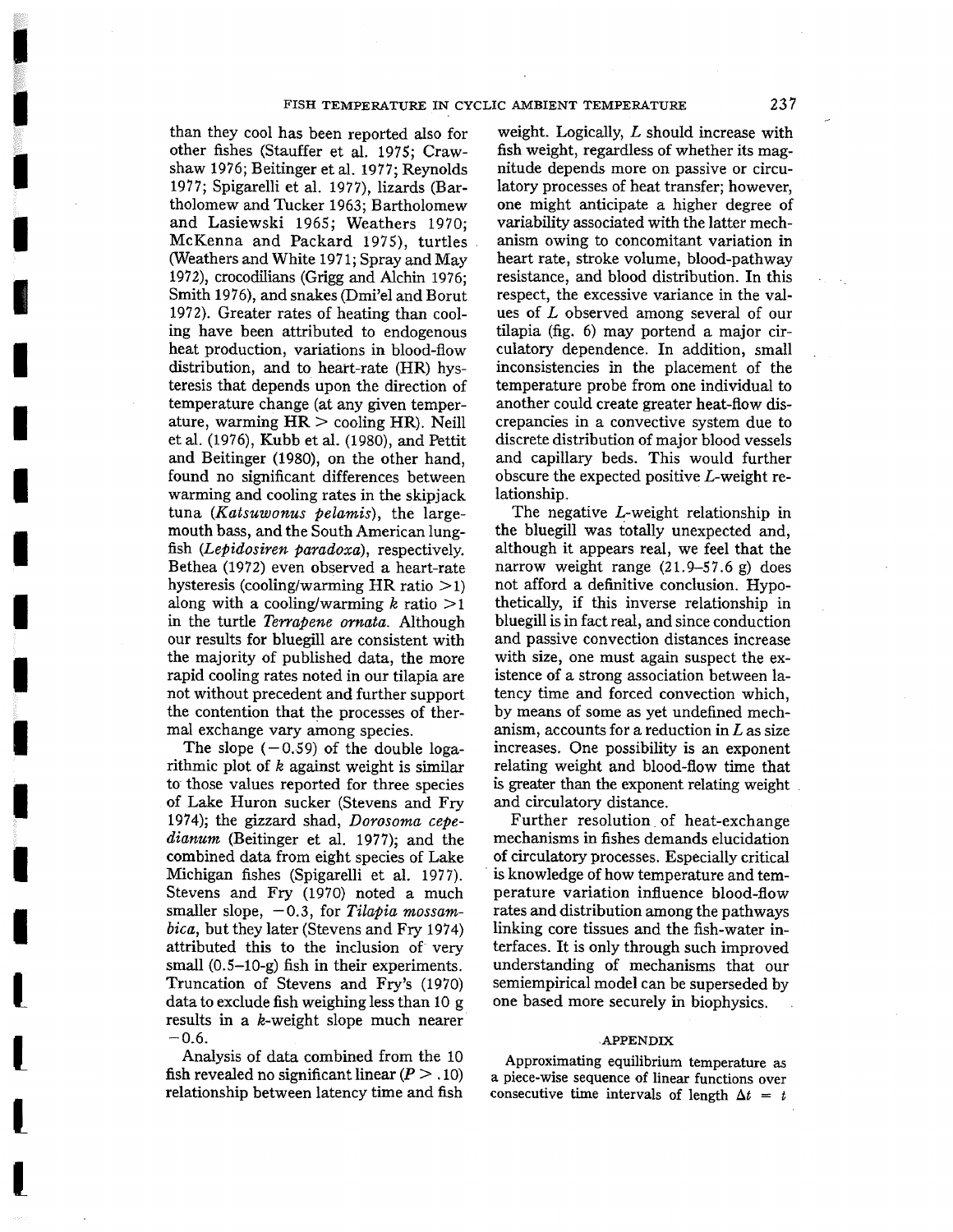than they cool has been reported also for other fishes (Stauffer et al. 1975; Crawshaw 1976; Beitinger et al. 1977; Reynolds 1977; Spigarelli et al. 1977), lizards (Bartholomew and Tucker 1963; Bartholomew and Lasiewski 1965; Weathers 1970; McKenna and Packard 1975), turtles (Weathers and White 1971; Spray and May 1972), crocodilians (Grigg and Alchin 1976; Smith 1976), and snakes (Dmi'el and Borut 1972). Greater rates of heating than cooling have been attributed to endogenous heat production, variations in blood-flow distribution, and to heart-rate (HR) hysteresis that depends upon the direction of temperature change (at any given temperature, warming HR > cooling HR). Neill et al. (1976), Kubb et al. (1980), and Pettit and Beitinger (1980), on the other hand, found no significant differences between warming and cooling rates in the skipjack tuna (*Katsuwonus pelamis*), the largemouth bass, and the South American lungfish (*Lepidosiren paradoxa*), respectively. Bethea (1972) even observed a heart-rate hysteresis (cooling/warming HR ratio >1) along with a cooling/warming $k$ ratio >1 in the turtle *Terrapene ornata*. Although our results for bluegill are consistent with the majority of published data, the more rapid cooling rates noted in our tilapia are not without precedent and further support the contention that the processes of thermal exchange vary among species.

The slope (−0.59) of the double logarithmic plot of $k$ against weight is similar to those values reported for three species of Lake Huron sucker (Stevens and Fry 1974); the gizzard shad, *Dorosoma cepedianum* (Beitinger et al. 1977); and the combined data from eight species of Lake Michigan fishes (Spigarelli et al. 1977). Stevens and Fry (1970) noted a much smaller slope, −0.3, for *Tilapia mossambica*, but they later (Stevens and Fry 1974) attributed this to the inclusion of very small (0.5–10-g) fish in their experiments. Truncation of Stevens and Fry's (1970) data to exclude fish weighing less than 10 g results in a $k$-weight slope much nearer −0.6.

Analysis of data combined from the 10 fish revealed no significant linear ($P > .10$) relationship between latency time and fish weight. Logically, $L$ should increase with fish weight, regardless of whether its magnitude depends more on passive or circulatory processes of heat transfer; however, one might anticipate a higher degree of variability associated with the latter mechanism owing to concomitant variation in heart rate, stroke volume, blood-pathway resistance, and blood distribution. In this respect, the excessive variance in the values of $L$ observed among several of our tilapia (fig. 6) may portend a major circulatory dependence. In addition, small inconsistencies in the placement of the temperature probe from one individual to another could create greater heat-flow discrepancies in a convective system due to discrete distribution of major blood vessels and capillary beds. This would further obscure the expected positive $L$-weight relationship.

The negative $L$-weight relationship in the bluegill was totally unexpected and, although it appears real, we feel that the narrow weight range (21.9–57.6 g) does not afford a definitive conclusion. Hypothetically, if this inverse relationship in bluegill is in fact real, and since conduction and passive convection distances increase with size, one must again suspect the existence of a strong association between latency time and forced convection which, by means of some as yet undefined mechanism, accounts for a reduction in $L$ as size increases. One possibility is an exponent relating weight and blood-flow time that is greater than the exponent relating weight and circulatory distance.

Further resolution of heat-exchange mechanisms in fishes demands elucidation of circulatory processes. Especially critical is knowledge of how temperature and temperature variation influence blood-flow rates and distribution among the pathways linking core tissues and the fish-water interfaces. It is only through such improved understanding of mechanisms that our semiempirical model can be superseded by one based more securely in biophysics.

## APPENDIX

Approximating equilibrium temperature as a piece-wise sequence of linear functions over consecutive time intervals of length $\Delta t = t$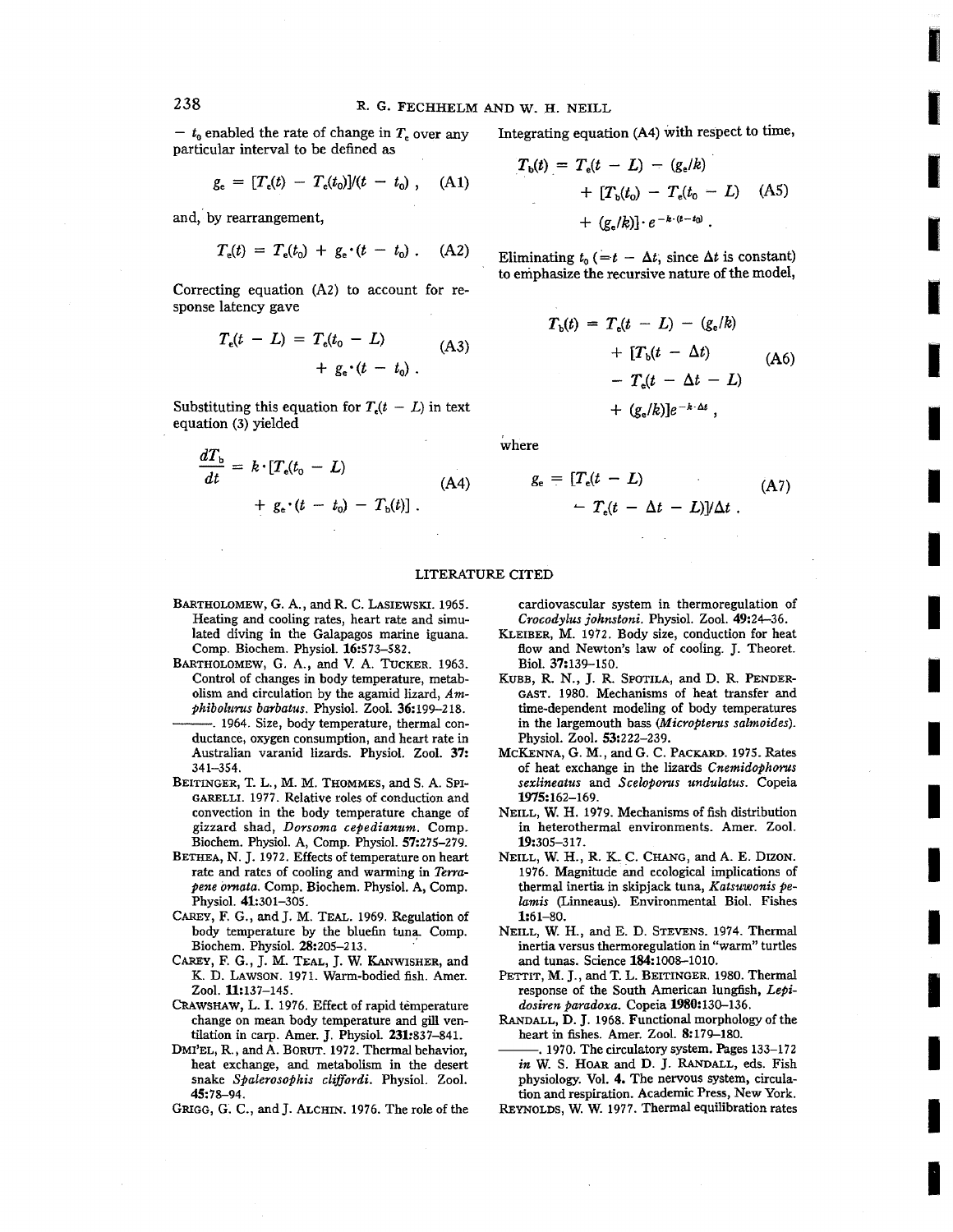$- t_0$ enabled the rate of change in $T_e$ over any particular interval to be defined as

$$g_e = [T_e(t) - T_e(t_0)]/(t - t_0) \; , \quad \text{(A1)}$$

and, by rearrangement,

$$T_e(t) = T_e(t_0) + g_e \cdot (t - t_0) \; . \quad \text{(A2)}$$

Correcting equation (A2) to account for response latency gave

$$T_e(t - L) = T_e(t_0 - L) + g_e \cdot (t - t_0) \; . \quad \text{(A3)}$$

Substituting this equation for $T_e(t - L)$ in text equation (3) yielded

$$\frac{dT_b}{dt} = k \cdot [T_e(t_0 - L) + g_e \cdot (t - t_0) - T_b(t)] \; . \quad \text{(A4)}$$

Integrating equation (A4) with respect to time,

$$T_b(t) = T_e(t - L) - (g_e/k) + [T_b(t_0) - T_e(t_0 - L) + (g_e/k)] \cdot e^{-k \cdot (t - t_0)} \; . \quad \text{(A5)}$$

Eliminating $t_0$ ($= t - \Delta t$, since $\Delta t$ is constant) to emphasize the recursive nature of the model,

$$T_b(t) = T_e(t - L) - (g_e/k) + [T_b(t - \Delta t) - T_e(t - \Delta t - L) + (g_e/k)]e^{-k \cdot \Delta t} \; , \quad \text{(A6)}$$

where

$$g_e = [T_e(t - L) - T_e(t - \Delta t - L)]/\Delta t \; . \quad \text{(A7)}$$

## LITERATURE CITED

BARTHOLOMEW, G. A., and R. C. LASIEWSKI. 1965. Heating and cooling rates, heart rate and simulated diving in the Galapagos marine iguana. Comp. Biochem. Physiol. **16**:573–582.

BARTHOLOMEW, G. A., and V. A. TUCKER. 1963. Control of changes in body temperature, metabolism and circulation by the agamid lizard, *Amphibolurus barbatus*. Physiol. Zool. **36**:199–218.

———. 1964. Size, body temperature, thermal conductance, oxygen consumption, and heart rate in Australian varanid lizards. Physiol. Zool. **37**: 341–354.

BEITINGER, T. L., M. M. THOMMES, and S. A. SPIGARELLI. 1977. Relative roles of conduction and convection in the body temperature change of gizzard shad, *Dorsoma cepedianum*. Comp. Biochem. Physiol. A, Comp. Physiol. **57**:275–279.

BETHEA, N. J. 1972. Effects of temperature on heart rate and rates of cooling and warming in *Terrapene ornata*. Comp. Biochem. Physiol. A, Comp. Physiol. **41**:301–305.

CAREY, F. G., and J. M. TEAL. 1969. Regulation of body temperature by the bluefin tuna. Comp. Biochem. Physiol. **28**:205–213.

CAREY, F. G., J. M. TEAL, J. W. KANWISHER, and K. D. LAWSON. 1971. Warm-bodied fish. Amer. Zool. **11**:137–145.

CRAWSHAW, L. I. 1976. Effect of rapid temperature change on mean body temperature and gill ventilation in carp. Amer. J. Physiol. **231**:837–841.

DMI'EL, R., and A. BORUT. 1972. Thermal behavior, heat exchange, and metabolism in the desert snake *Spalerosophis cliffordi*. Physiol. Zool. **45**:78–94.

GRIGG, G. C., and J. ALCHIN. 1976. The role of the cardiovascular system in thermoregulation of *Crocodylus johnstoni*. Physiol. Zool. **49**:24–36.

KLEIBER, M. 1972. Body size, conduction for heat flow and Newton's law of cooling. J. Theoret. Biol. **37**:139–150.

KUBB, R. N., J. R. SPOTILA, and D. R. PENDERGAST. 1980. Mechanisms of heat transfer and time-dependent modeling of body temperatures in the largemouth bass (*Micropterus salmoides*). Physiol. Zool. **53**:222–239.

MCKENNA, G. M., and G. C. PACKARD. 1975. Rates of heat exchange in the lizards *Cnemidophorus sexlineatus* and *Sceloporus undulatus*. Copeia **1975**:162–169.

NEILL, W. H. 1979. Mechanisms of fish distribution in heterothermal environments. Amer. Zool. **19**:305–317.

NEILL, W. H., R. K. C. CHANG, and A. E. DIZON. 1976. Magnitude and ecological implications of thermal inertia in skipjack tuna, *Katsuwonis pelamis* (Linneaus). Environmental Biol. Fishes **1**:61–80.

NEILL, W. H., and E. D. STEVENS. 1974. Thermal inertia versus thermoregulation in "warm" turtles and tunas. Science **184**:1008–1010.

PETTIT, M. J., and T. L. BEITINGER. 1980. Thermal response of the South American lungfish, *Lepidosiren paradoxa*. Copeia **1980**:130–136.

RANDALL, D. J. 1968. Functional morphology of the heart in fishes. Amer. Zool. **8**:179–180.

———. 1970. The circulatory system. Pages 133–172 *in* W. S. HOAR and D. J. RANDALL, eds. Fish physiology. Vol. **4**. The nervous system, circulation and respiration. Academic Press, New York.

REYNOLDS, W. W. 1977. Thermal equilibration rates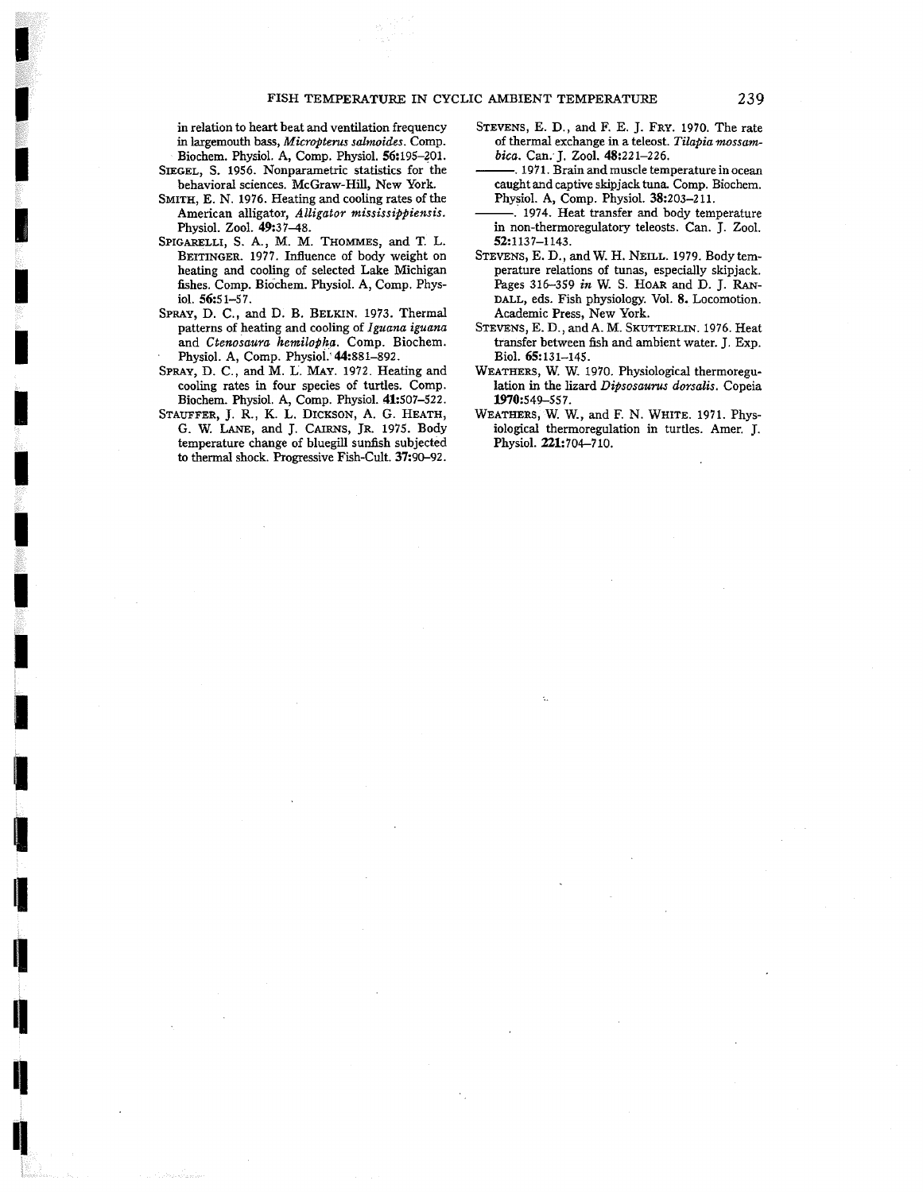in relation to heart beat and ventilation frequency in largemouth bass, *Micropterus salmoides*. Comp. Biochem. Physiol. A, Comp. Physiol. **56**:195–201.

SIEGEL, S. 1956. Nonparametric statistics for the behavioral sciences. McGraw-Hill, New York.

SMITH, E. N. 1976. Heating and cooling rates of the American alligator, *Alligator mississippiensis*. Physiol. Zool. **49**:37–48.

SPIGARELLI, S. A., M. M. THOMMES, and T. L. BEITINGER. 1977. Influence of body weight on heating and cooling of selected Lake Michigan fishes. Comp. Biochem. Physiol. A, Comp. Physiol. **56**:51–57.

SPRAY, D. C., and D. B. BELKIN. 1973. Thermal patterns of heating and cooling of *Iguana iguana* and *Ctenosaura hemilopha*. Comp. Biochem. Physiol. A, Comp. Physiol. **44**:881–892.

SPRAY, D. C., and M. L. MAY. 1972. Heating and cooling rates in four species of turtles. Comp. Biochem. Physiol. A, Comp. Physiol. **41**:507–522.

STAUFFER, J. R., K. L. DICKSON, A. G. HEATH, G. W. LANE, and J. CAIRNS, JR. 1975. Body temperature change of bluegill sunfish subjected to thermal shock. Progressive Fish-Cult. **37**:90–92.

STEVENS, E. D., and F. E. J. FRY. 1970. The rate of thermal exchange in a teleost. *Tilapia mossambica*. Can. J. Zool. **48**:221–226.

———. 1971. Brain and muscle temperature in ocean caught and captive skipjack tuna. Comp. Biochem. Physiol. A, Comp. Physiol. **38**:203–211.

———. 1974. Heat transfer and body temperature in non-thermoregulatory teleosts. Can. J. Zool. **52**:1137–1143.

STEVENS, E. D., and W. H. NEILL. 1979. Body temperature relations of tunas, especially skipjack. Pages 316–359 *in* W. S. HOAR and D. J. RANDALL, eds. Fish physiology. Vol. **8**. Locomotion. Academic Press, New York.

STEVENS, E. D., and A. M. SKUTTERLIN. 1976. Heat transfer between fish and ambient water. J. Exp. Biol. **65**:131–145.

WEATHERS, W. W. 1970. Physiological thermoregulation in the lizard *Dipsosaurus dorsalis*. Copeia **1970**:549–557.

WEATHERS, W. W., and F. N. WHITE. 1971. Physiological thermoregulation in turtles. Amer. J. Physiol. **221**:704–710.